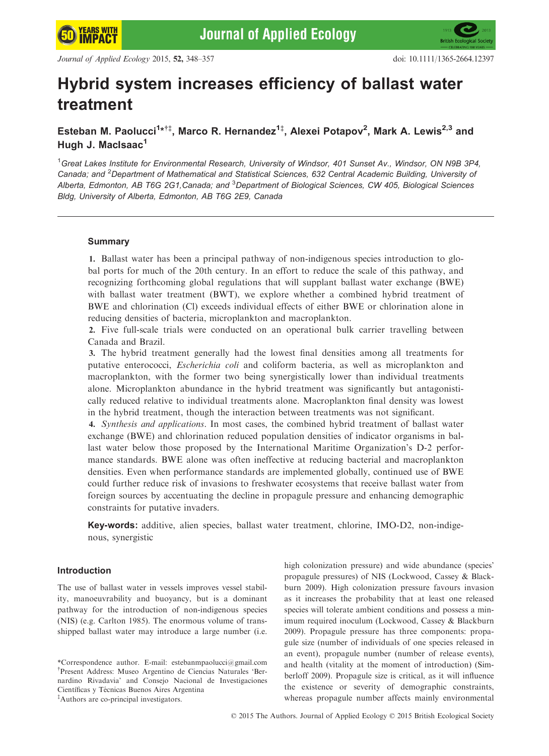# Hybrid system increases efficiency of ballast water treatment

**Esteban M. Paolucci[1*†‡], Marco R. Hernandez[1‡], Alexei Potapov[2], Mark A. Lewis[2,3] and Hugh J. MacIsaac[1]**

[1]*Great Lakes Institute for Environmental Research, University of Windsor, 401 Sunset Av., Windsor, ON N9B 3P4, Canada; and* [2]*Department of Mathematical and Statistical Sciences, 632 Central Academic Building, University of Alberta, Edmonton, AB T6G 2G1,Canada; and* [3]*Department of Biological Sciences, CW 405, Biological Sciences Bldg, University of Alberta, Edmonton, AB T6G 2E9, Canada*

## Summary

**1.** Ballast water has been a principal pathway of non-indigenous species introduction to global ports for much of the 20th century. In an effort to reduce the scale of this pathway, and recognizing forthcoming global regulations that will supplant ballast water exchange (BWE) with ballast water treatment (BWT), we explore whether a combined hybrid treatment of BWE and chlorination (Cl) exceeds individual effects of either BWE or chlorination alone in reducing densities of bacteria, microplankton and macroplankton.

**2.** Five full-scale trials were conducted on an operational bulk carrier travelling between Canada and Brazil.

**3.** The hybrid treatment generally had the lowest final densities among all treatments for putative enterococci, *Escherichia coli* and coliform bacteria, as well as microplankton and macroplankton, with the former two being synergistically lower than individual treatments alone. Microplankton abundance in the hybrid treatment was significantly but antagonistically reduced relative to individual treatments alone. Macroplankton final density was lowest in the hybrid treatment, though the interaction between treatments was not significant.

**4.** *Synthesis and applications*. In most cases, the combined hybrid treatment of ballast water exchange (BWE) and chlorination reduced population densities of indicator organisms in ballast water below those proposed by the International Maritime Organization's D-2 performance standards. BWE alone was often ineffective at reducing bacterial and macroplankton densities. Even when performance standards are implemented globally, continued use of BWE could further reduce risk of invasions to freshwater ecosystems that receive ballast water from foreign sources by accentuating the decline in propagule pressure and enhancing demographic constraints for putative invaders.

**Key-words:** additive, alien species, ballast water treatment, chlorine, IMO-D2, non-indigenous, synergistic

## Introduction

The use of ballast water in vessels improves vessel stability, manoeuvrability and buoyancy, but is a dominant pathway for the introduction of non-indigenous species (NIS) (e.g. Carlton 1985). The enormous volume of transshipped ballast water may introduce a large number (i.e. high colonization pressure) and wide abundance (species' propagule pressures) of NIS (Lockwood, Cassey & Blackburn 2009). High colonization pressure favours invasion as it increases the probability that at least one released species will tolerate ambient conditions and possess a minimum required inoculum (Lockwood, Cassey & Blackburn 2009). Propagule pressure has three components: propagule size (number of individuals of one species released in an event), propagule number (number of release events), and health (vitality at the moment of introduction) (Simberloff 2009). Propagule size is critical, as it will influence the existence or severity of demographic constraints, whereas propagule number affects mainly environmental

*Correspondence author. E-mail: estebanmpaolucci@gmail.com
†Present Address: Museo Argentino de Ciencias Naturales 'Bernardino Rivadavia' and Consejo Nacional de Investigaciones Científicas y Técnicas Buenos Aires Argentina
‡Authors are co-principal investigators.

© 2015 The Authors. Journal of Applied Ecology © 2015 British Ecological Society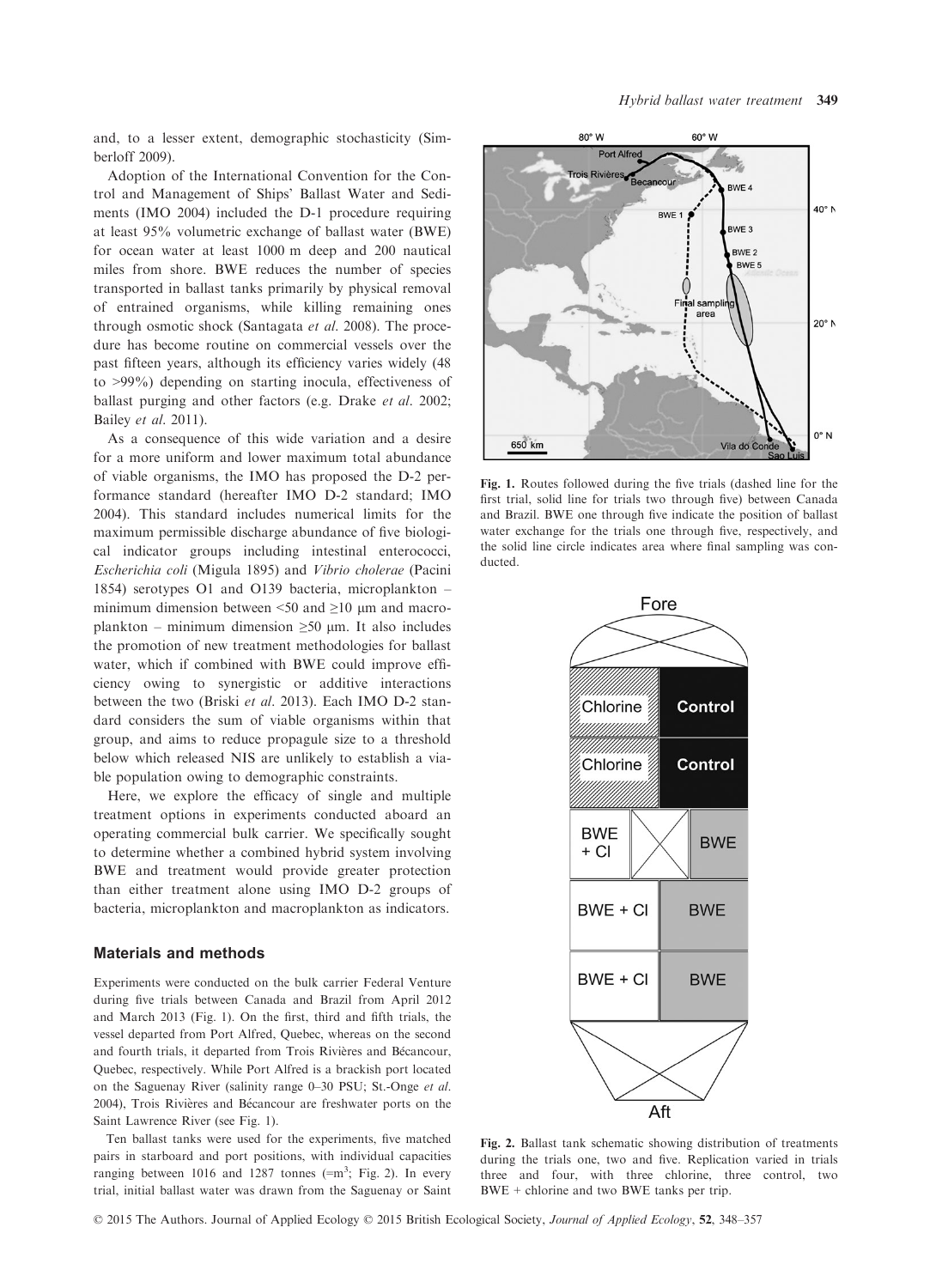and, to a lesser extent, demographic stochasticity (Simberloff 2009).

Adoption of the International Convention for the Control and Management of Ships' Ballast Water and Sediments (IMO 2004) included the D-1 procedure requiring at least 95% volumetric exchange of ballast water (BWE) for ocean water at least 1000 m deep and 200 nautical miles from shore. BWE reduces the number of species transported in ballast tanks primarily by physical removal of entrained organisms, while killing remaining ones through osmotic shock (Santagata *et al.* 2008). The procedure has become routine on commercial vessels over the past fifteen years, although its efficiency varies widely (48 to >99%) depending on starting inocula, effectiveness of ballast purging and other factors (e.g. Drake *et al.* 2002; Bailey *et al.* 2011).

As a consequence of this wide variation and a desire for a more uniform and lower maximum total abundance of viable organisms, the IMO has proposed the D-2 performance standard (hereafter IMO D-2 standard; IMO 2004). This standard includes numerical limits for the maximum permissible discharge abundance of five biological indicator groups including intestinal enterococci, *Escherichia coli* (Migula 1895) and *Vibrio cholerae* (Pacini 1854) serotypes O1 and O139 bacteria, microplankton – minimum dimension between <50 and ≥10 μm and macroplankton – minimum dimension ≥50 μm. It also includes the promotion of new treatment methodologies for ballast water, which if combined with BWE could improve efficiency owing to synergistic or additive interactions between the two (Briski *et al.* 2013). Each IMO D-2 standard considers the sum of viable organisms within that group, and aims to reduce propagule size to a threshold below which released NIS are unlikely to establish a viable population owing to demographic constraints.

Here, we explore the efficacy of single and multiple treatment options in experiments conducted aboard an operating commercial bulk carrier. We specifically sought to determine whether a combined hybrid system involving BWE and treatment would provide greater protection than either treatment alone using IMO D-2 groups of bacteria, microplankton and macroplankton as indicators.

## Materials and methods

Experiments were conducted on the bulk carrier Federal Venture during five trials between Canada and Brazil from April 2012 and March 2013 (Fig. 1). On the first, third and fifth trials, the vessel departed from Port Alfred, Quebec, whereas on the second and fourth trials, it departed from Trois Rivières and Bécancour, Quebec, respectively. While Port Alfred is a brackish port located on the Saguenay River (salinity range 0–30 PSU; St.-Onge *et al.* 2004), Trois Rivières and Bécancour are freshwater ports on the Saint Lawrence River (see Fig. 1).

Ten ballast tanks were used for the experiments, five matched pairs in starboard and port positions, with individual capacities ranging between 1016 and 1287 tonnes (=$m^3$; Fig. 2). In every trial, initial ballast water was drawn from the Saguenay or Saint

Fig. 1. Routes followed during the five trials (dashed line for the first trial, solid line for trials two through five) between Canada and Brazil. BWE one through five indicate the position of ballast water exchange for the trials one through five, respectively, and the solid line circle indicates area where final sampling was conducted.

Fig. 2. Ballast tank schematic showing distribution of treatments during the trials one, two and fifth trials. Replication varied in trials three and four, with three chlorine, three control, two BWE + chlorine and two BWE tanks per trip.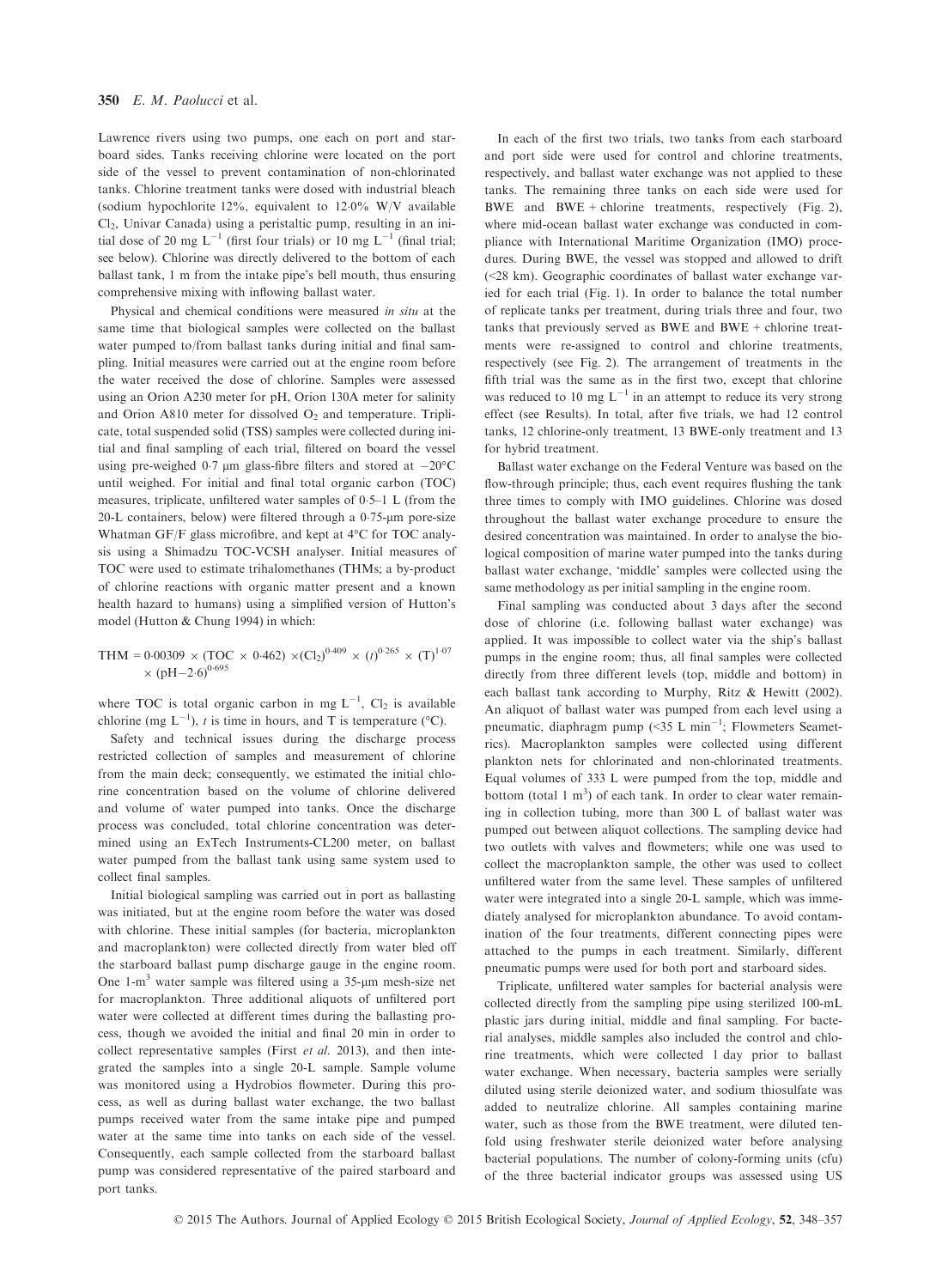Lawrence rivers using two pumps, one each on port and starboard sides. Tanks receiving chlorine were located on the port side of the vessel to prevent contamination of non-chlorinated tanks. Chlorine treatment tanks were dosed with industrial bleach (sodium hypochlorite 12%, equivalent to 12·0% W/V available $Cl_2$, Univar Canada) using a peristaltic pump, resulting in an initial dose of 20 mg $L^{-1}$ (first four trials) or 10 mg $L^{-1}$ (final trial; see below). Chlorine was directly delivered to the bottom of each ballast tank, 1 m from the intake pipe's bell mouth, thus ensuring comprehensive mixing with inflowing ballast water.

Physical and chemical conditions were measured *in situ* at the same time that biological samples were collected on the ballast water pumped to/from ballast tanks during initial and final sampling. Initial measures were carried out at the engine room before the water received the dose of chlorine. Samples were assessed using an Orion A230 meter for pH, Orion 130A meter for salinity and Orion A810 meter for dissolved $O_2$ and temperature. Triplicate, total suspended solid (TSS) samples were collected during initial and final sampling of each trial, filtered on board the vessel using pre-weighed 0·7 µm glass-fibre filters and stored at −20°C until weighed. For initial and final total organic carbon (TOC) measures, triplicate, unfiltered water samples of 0·5–1 L (from the 20-L containers, below) were filtered through a 0·75-µm pore-size Whatman GF/F glass microfibre, and kept at 4°C for TOC analysis using a Shimadzu TOC-VCSH analyser. Initial measures of TOC were used to estimate trihalomethanes (THMs; a by-product of chlorine reactions with organic matter present and a known health hazard to humans) using a simplified version of Hutton's model (Hutton & Chung 1994) in which:

$$THM = 0{\cdot}00309 \times (TOC \times 0{\cdot}462) \times (Cl_2)^{0{\cdot}409} \times (t)^{0{\cdot}265} \times (T)^{1{\cdot}07} \times (pH - 2{\cdot}6)^{0{\cdot}695}$$

where TOC is total organic carbon in mg $L^{-1}$, $Cl_2$ is available chlorine (mg $L^{-1}$), $t$ is time in hours, and T is temperature (°C).

Safety and technical issues during the discharge process restricted collection of samples and measurement of chlorine from the main deck; consequently, we estimated the initial chlorine concentration based on the volume of chlorine delivered and volume of water pumped into tanks. Once the discharge process was concluded, total chlorine concentration was determined using an ExTech Instruments-CL200 meter, on ballast water pumped from the ballast tank using same system used to collect final samples.

Initial biological sampling was carried out in port as ballasting was initiated, but at the engine room before the water was dosed with chlorine. These initial samples (for bacteria, microplankton and macroplankton) were collected directly from water bled off the starboard ballast pump discharge gauge in the engine room. One 1-$m^3$ water sample was filtered using a 35-µm mesh-size net for macroplankton. Three additional aliquots of unfiltered port water were collected at different times during the ballasting process, though we avoided the initial and final 20 min in order to collect representative samples (First *et al.* 2013), and then integrated the samples into a single 20-L sample. Sample volume was monitored using a Hydrobios flowmeter. During this process, as well as during ballast water exchange, the two ballast pumps received water from the same intake pipe and pumped water at the same time into tanks on each side of the vessel. Consequently, each sample collected from the starboard ballast pump was considered representative of the paired starboard and port tanks.

In each of the first two trials, two tanks from each starboard and port side were used for control and chlorine treatments, respectively, and ballast water exchange was not applied to these tanks. The remaining three tanks on each side were used for BWE and BWE + chlorine treatments, respectively (Fig. 2), where mid-ocean ballast water exchange was conducted in compliance with International Maritime Organization (IMO) procedures. During BWE, the vessel was stopped and allowed to drift (<28 km). Geographic coordinates of ballast water exchange varied for each trial (Fig. 1). In order to balance the total number of replicate tanks per treatment, during trials three and four, two tanks that previously served as BWE and BWE + chlorine treatments were re-assigned to control and chlorine treatments, respectively (see Fig. 2). The arrangement of treatments in the fifth trial was the same as in the first two, except that chlorine was reduced to 10 mg $L^{-1}$ in an attempt to reduce its very strong effect (see Results). In total, after five trials, we had 12 control tanks, 12 chlorine-only treatment, 13 BWE-only treatment and 13 for hybrid treatment.

Ballast water exchange on the Federal Venture was based on the flow-through principle; thus, each event requires flushing the tank three times to comply with IMO guidelines. Chlorine was dosed throughout the ballast water exchange procedure to ensure the desired concentration was maintained. In order to analyse the biological composition of marine water pumped into the tanks during ballast water exchange, 'middle' samples were collected using the same methodology as per initial sampling in the engine room.

Final sampling was conducted about 3 days after the second dose of chlorine (i.e. following ballast water exchange) was applied. It was impossible to collect water via the ship's ballast pumps in the engine room; thus, all final samples were collected directly from three different levels (top, middle and bottom) in each ballast tank according to Murphy, Ritz & Hewitt (2002). An aliquot of ballast water was pumped from each level using a pneumatic, diaphragm pump (<35 L $min^{-1}$; Flowmeters Seametrics). Macroplankton samples were collected using different plankton nets for chlorinated and non-chlorinated treatments. Equal volumes of 333 L were pumped from the top, middle and bottom (total 1 $m^3$) of each tank. In order to clear water remaining in collection tubing, more than 300 L of ballast water was pumped out between aliquot collections. The sampling device had two outlets with valves and flowmeters; while one was used to collect the macroplankton sample, the other was used to collect unfiltered water from the same level. These samples of unfiltered water were integrated into a single 20-L sample, which was immediately analysed for microplankton abundance. To avoid contamination of the four treatments, different connecting pipes were attached to the pumps in each treatment. Similarly, different pneumatic pumps were used for both port and starboard sides.

Triplicate, unfiltered water samples for bacterial analysis were collected directly from the sampling pipe using sterilized 100-mL plastic jars during initial, middle and final sampling. For bacterial analyses, middle samples also included the control and chlorine treatments, which were collected 1 day prior to ballast water exchange. When necessary, bacteria samples were serially diluted using sterile deionized water, and sodium thiosulfate was added to neutralize chlorine. All samples containing marine water, such as those from the BWE treatment, were diluted tenfold using freshwater sterile deionized water before analysing bacterial populations. The number of colony-forming units (cfu) of the three bacterial indicator groups was assessed using US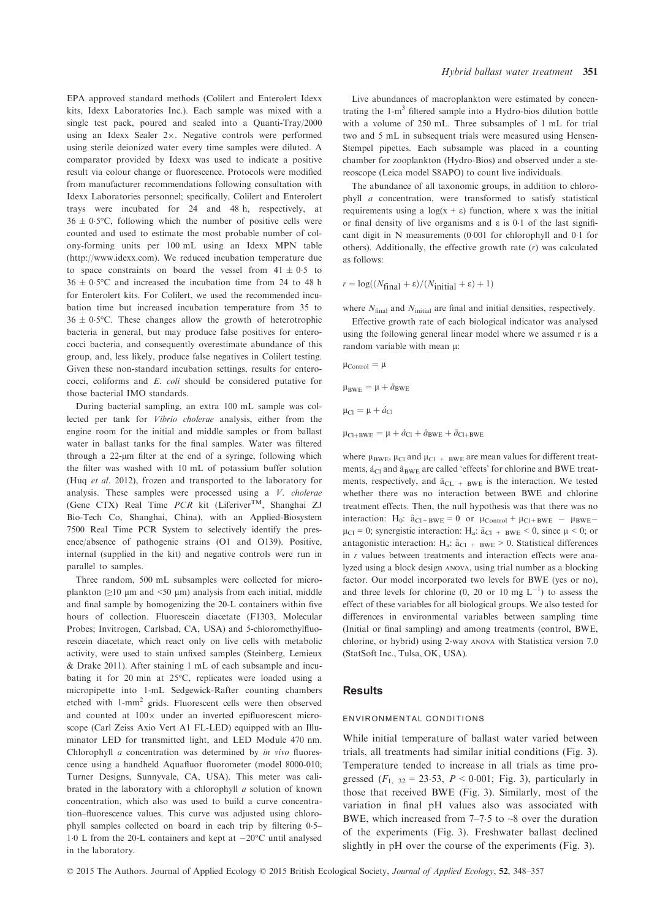EPA approved standard methods (Colilert and Enterolert Idexx kits, Idexx Laboratories Inc.). Each sample was mixed with a single test pack, poured and sealed into a Quanti-Tray/2000 using an Idexx Sealer 2×. Negative controls were performed using sterile deionized water every time samples were diluted. A comparator provided by Idexx was used to indicate a positive result via colour change or fluorescence. Protocols were modified from manufacturer recommendations following consultation with Idexx Laboratories personnel; specifically, Colilert and Enterolert trays were incubated for 24 and 48 h, respectively, at 36 ± 0·5°C, following which the number of positive cells were counted and used to estimate the most probable number of colony-forming units per 100 mL using an Idexx MPN table (http://www.idexx.com). We reduced incubation temperature due to space constraints on board the vessel from 41 ± 0·5 to 36 ± 0·5°C and increased the incubation time from 24 to 48 h for Enterolert kits. For Colilert, we used the recommended incubation time but increased incubation temperature from 35 to 36 ± 0·5°C. These changes allow the growth of heterotrophic bacteria in general, but may produce false positives for enterococci bacteria, and consequently overestimate abundance of this group, and, less likely, produce false negatives in Colilert testing. Given these non-standard incubation settings, results for enterococci, coliforms and *E. coli* should be considered putative for those bacterial IMO standards.

During bacterial sampling, an extra 100 mL sample was collected per tank for *Vibrio cholerae* analysis, either from the engine room for the initial and middle samples or from ballast water in ballast tanks for the final samples. Water was filtered through a 22-μm filter at the end of a syringe, following which the filter was washed with 10 mL of potassium buffer solution (Huq *et al.* 2012), frozen and transported to the laboratory for analysis. These samples were processed using a *V. cholerae* (Gene CTX) Real Time *PCR* kit (Liferiver™, Shanghai ZJ Bio-Tech Co, Shanghai, China), with an Applied-Biosystem 7500 Real Time PCR System to selectively identify the presence/absence of pathogenic strains (O1 and O139). Positive, internal (supplied in the kit) and negative controls were run in parallel to samples.

Three random, 500 mL subsamples were collected for microplankton (≥10 μm and <50 μm) analysis from each initial, middle and final sample by homogenizing the 20-L containers within five hours of collection. Fluorescein diacetate (F1303, Molecular Probes; Invitrogen, Carlsbad, CA, USA) and 5-chloromethylfluorescein diacetate, which react only on live cells with metabolic activity, were used to stain unfixed samples (Steinberg, Lemieux & Drake 2011). After staining 1 mL of each subsample and incubating it for 20 min at 25°C, replicates were loaded using a micropipette into 1-mL Sedgewick-Rafter counting chambers etched with 1-mm² grids. Fluorescent cells were then observed and counted at 100× under an inverted epifluorescent microscope (Carl Zeiss Axio Vert A1 FL-LED) equipped with an Illuminator LED for transmitted light, and LED Module 470 nm. Chlorophyll *a* concentration was determined by *in vivo* fluorescence using a handheld Aquafluor fluorometer (model 8000-010; Turner Designs, Sunnyvale, CA, USA). This meter was calibrated in the laboratory with a chlorophyll *a* solution of known concentration, which also was used to build a curve concentration–fluorescence values. This curve was adjusted using chlorophyll samples collected on board in each trip by filtering 0·5–1·0 L from the 20-L containers and kept at −20°C until analysed in the laboratory.

Live abundances of macroplankton were estimated by concentrating the 1-m³ filtered sample into a Hydro-bios dilution bottle with a volume of 250 mL. Three subsamples of 1 mL for trial two and 5 mL in subsequent trials were measured using Hensen-Stempel pipettes. Each subsample was placed in a counting chamber for zooplankton (Hydro-Bios) and observed under a stereoscope (Leica model S8APO) to count live individuals.

The abundance of all taxonomic groups, in addition to chlorophyll *a* concentration, were transformed to satisfy statistical requirements using a $\log(x + \varepsilon)$ function, where x was the initial or final density of live organisms and ε is 0·1 of the last significant digit in N measurements (0·001 for chlorophyll and 0·1 for others). Additionally, the effective growth rate ($r$) was calculated as follows:

$$r = \log((N_{\text{final}} + \varepsilon)/(N_{\text{initial}} + \varepsilon) + 1)$$

where $N_{\text{final}}$ and $N_{\text{initial}}$ are final and initial densities, respectively.

Effective growth rate of each biological indicator was analysed using the following general linear model where we assumed r is a random variable with mean μ:

$$\mu_{\text{Control}} = \mu$$

$$\mu_{\text{BWE}} = \mu + \hat{a}_{\text{BWE}}$$

$$\mu_{\text{Cl}} = \mu + \acute{a}_{\text{Cl}}$$

$$\mu_{\text{Cl+BWE}} = \mu + \acute{a}_{\text{Cl}} + \hat{a}_{\text{BWE}} + \tilde{a}_{\text{Cl+BWE}}$$

where $\mu_{\text{BWE}}$, $\mu_{\text{Cl}}$ and $\mu_{\text{Cl + BWE}}$ are mean values for different treatments, $\acute{a}_{\text{Cl}}$ and $\hat{a}_{\text{BWE}}$ are called 'effects' for chlorine and BWE treatments, respectively, and $\tilde{a}_{\text{CL + BWE}}$ is the interaction. We tested whether there was no interaction between BWE and chlorine treatment effects. Then, the null hypothesis was that there was no interaction: H₀: $\tilde{a}_{\text{Cl+BWE}} = 0$ or $\mu_{\text{Control}} + \mu_{\text{Cl+BWE}} - \mu_{\text{BWE}} - \mu_{\text{Cl}} = 0$; synergistic interaction: $H_a$: $\tilde{a}_{\text{Cl + BWE}} < 0$, since $\mu < 0$; or antagonistic interaction: $H_a$: $\tilde{a}_{\text{Cl + BWE}} > 0$. Statistical differences in $r$ values between treatments and interaction effects were analyzed using a block design ANOVA, using trial number as a blocking factor. Our model incorporated two levels for BWE (yes or no), and three levels for chlorine (0, 20 or 10 mg L⁻¹) to assess the effect of these variables for all biological groups. We also tested for differences in environmental variables between sampling time (Initial or final sampling) and among treatments (control, BWE, chlorine, or hybrid) using 2-way ANOVA with Statistica version 7.0 (StatSoft Inc., Tulsa, OK, USA).

## Results

### ENVIRONMENTAL CONDITIONS

While initial temperature of ballast water varied between trials, all treatments had similar initial conditions (Fig. 3). Temperature tended to increase in all trials as time progressed ($F_{1,\ 32} = 23{\cdot}53$, $P < 0{\cdot}001$; Fig. 3), particularly in those that received BWE (Fig. 3). Similarly, most of the variation in final pH values also was associated with BWE, which increased from 7–7·5 to ~8 over the duration of the experiments (Fig. 3). Freshwater ballast declined slightly in pH over the course of the experiments (Fig. 3).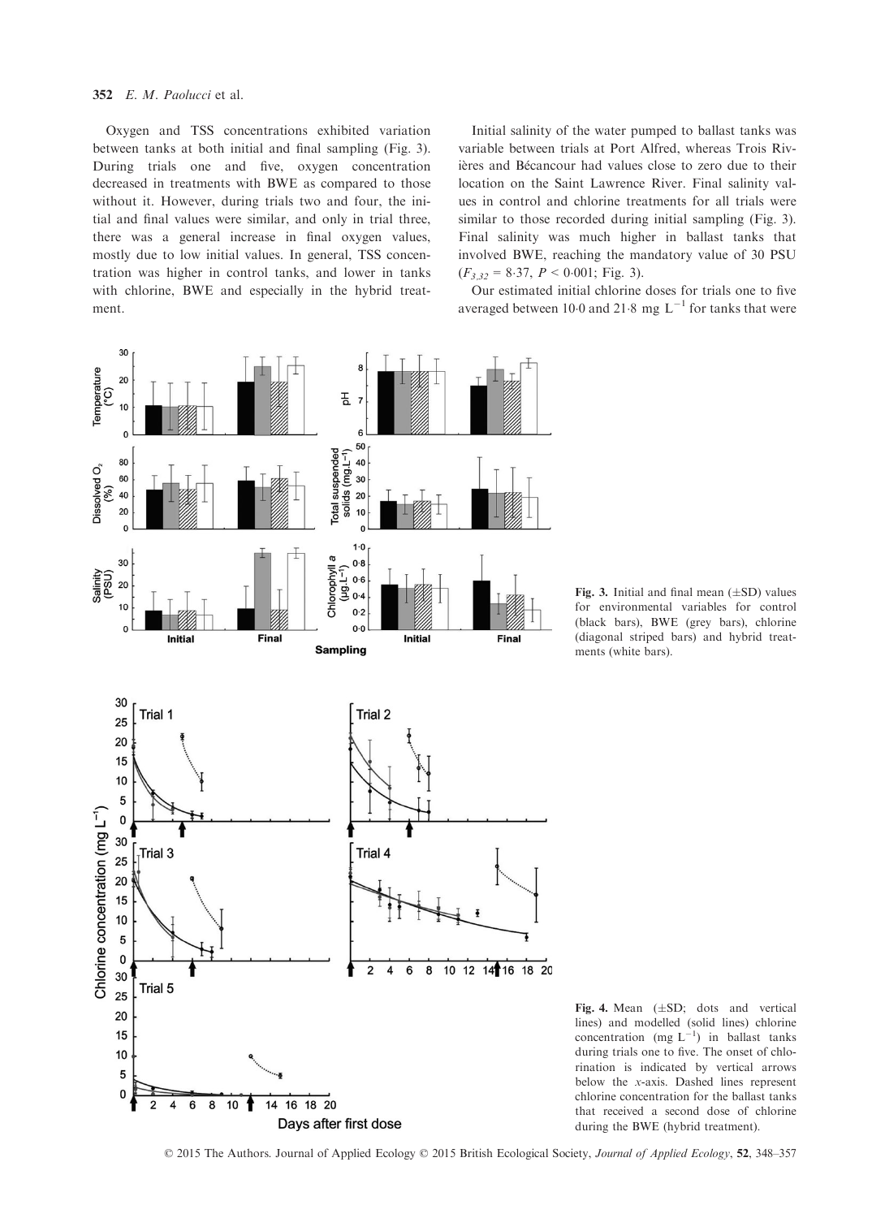Oxygen and TSS concentrations exhibited variation between tanks at both initial and final sampling (Fig. 3). During trials one and five, oxygen concentration decreased in treatments with BWE as compared to those without it. However, during trials two and four, the initial and final values were similar, and only in trial three, there was a general increase in final oxygen values, mostly due to low initial values. In general, TSS concentration was higher in control tanks, and lower in tanks with chlorine, BWE and especially in the hybrid treatment.

Initial salinity of the water pumped to ballast tanks was variable between trials at Port Alfred, whereas Trois Rivières and Bécancour had values close to zero due to their location on the Saint Lawrence River. Final salinity values in control and chlorine treatments for all trials were similar to those recorded during initial sampling (Fig. 3). Final salinity was much higher in ballast tanks that involved BWE, reaching the mandatory value of 30 PSU ($F_{3,32} = 8{\cdot}37$, $P < 0{\cdot}001$; Fig. 3).

Our estimated initial chlorine doses for trials one to five averaged between 10·0 and 21·8 mg $L^{-1}$ for tanks that were

**Fig. 3.** Initial and final mean (±SD) values for environmental variables for control (black bars), BWE (grey bars), chlorine (diagonal striped bars) and hybrid treatments (white bars).

**Fig. 4.** Mean (±SD; dots and vertical lines) and modelled (solid lines) chlorine concentration (mg $L^{-1}$) in ballast tanks during trials one to five. The onset of chlorination is indicated by vertical arrows below the x-axis. Dashed lines represent chlorine concentration for the ballast tanks that received a second dose of chlorine during the BWE (hybrid treatment).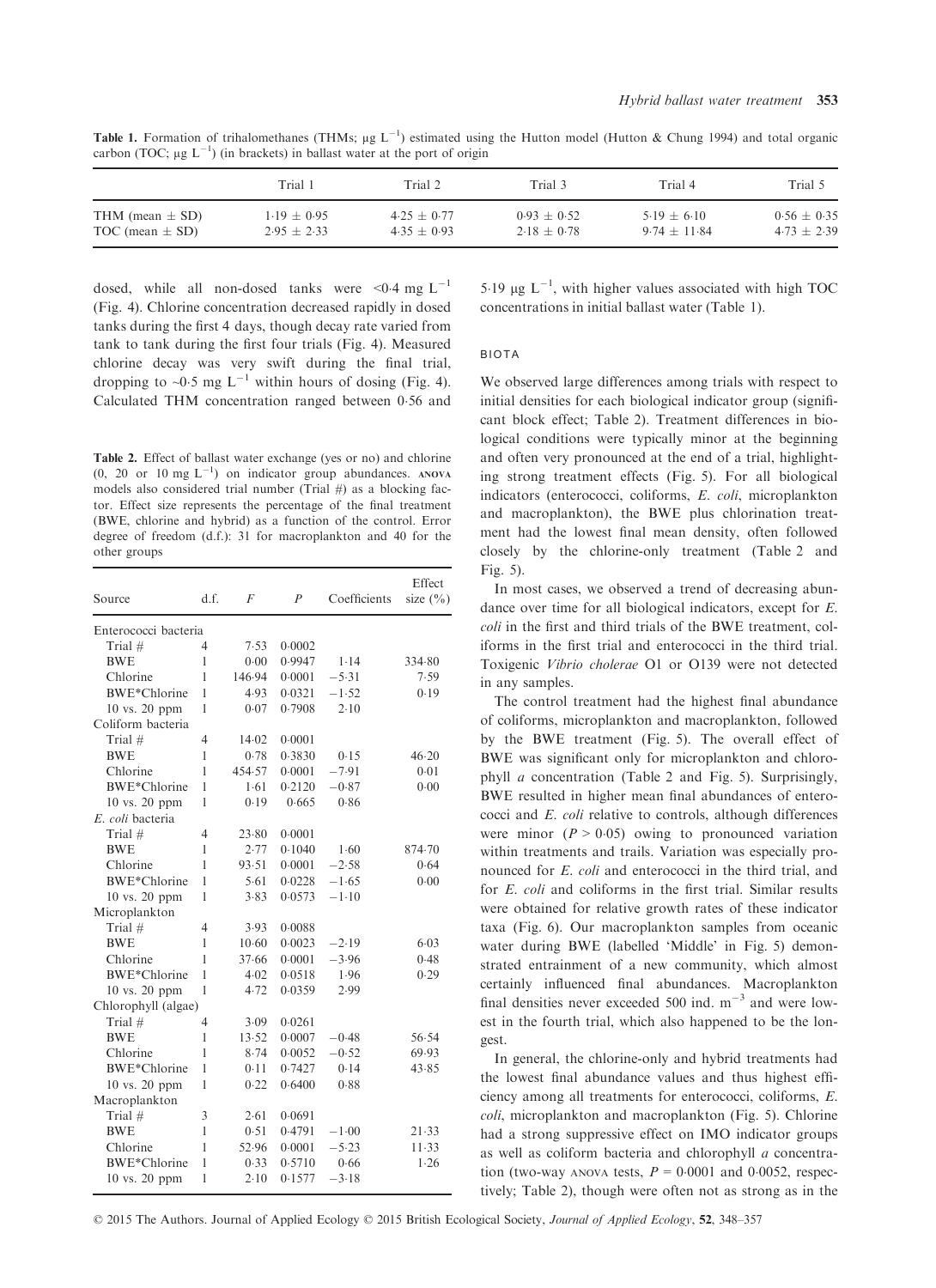**Table 1.** Formation of trihalomethanes (THMs; μg $L^{-1}$) estimated using the Hutton model (Hutton & Chung 1994) and total organic carbon (TOC; μg $L^{-1}$) (in brackets) in ballast water at the port of origin

| | Trial 1 | Trial 2 | Trial 3 | Trial 4 | Trial 5 |
|---|---|---|---|---|---|
| THM (mean ± SD) | 1·19 ± 0·95 | 4·25 ± 0·77 | 0·93 ± 0·52 | 5·19 ± 6·10 | 0·56 ± 0·35 |
| TOC (mean ± SD) | 2·95 ± 2·33 | 4·35 ± 0·93 | 2·18 ± 0·78 | 9·74 ± 11·84 | 4·73 ± 2·39 |

dosed, while all non-dosed tanks were <0·4 mg $L^{-1}$ (Fig. 4). Chlorine concentration decreased rapidly in dosed tanks during the first 4 days, though decay rate varied from tank to tank during the first four trials (Fig. 4). Measured chlorine decay was very swift during the final trial, dropping to ~0·5 mg $L^{-1}$ within hours of dosing (Fig. 4). Calculated THM concentration ranged between 0·56 and 5·19 μg $L^{-1}$, with higher values associated with high TOC concentrations in initial ballast water (Table 1).

**Table 2.** Effect of ballast water exchange (yes or no) and chlorine (0, 20 or 10 mg $L^{-1}$) on indicator group abundances. ANOVA models also considered trial number (Trial #) as a blocking factor. Effect size represents the percentage of the final treatment (BWE, chlorine and hybrid) as a function of the control. Error degree of freedom (d.f.): 31 for macroplankton and 40 for the other groups

| Source | d.f. | F | P | Coefficients | Effect size (%) |
|---|---|---|---|---|---|
| Enterococci bacteria | | | | | |
| Trial # | 4 | 7·53 | 0·0002 | | |
| BWE | 1 | 0·00 | 0·9947 | 1·14 | 334·80 |
| Chlorine | 1 | 146·94 | 0·0001 | −5·31 | 7·59 |
| BWE*Chlorine | 1 | 4·93 | 0·0321 | −1·52 | 0·19 |
| 10 vs. 20 ppm | 1 | 0·07 | 0·7908 | 2·10 | |
| Coliform bacteria | | | | | |
| Trial # | 4 | 14·02 | 0·0001 | | |
| BWE | 1 | 0·78 | 0·3830 | 0·15 | 46·20 |
| Chlorine | 1 | 454·57 | 0·0001 | −7·91 | 0·01 |
| BWE*Chlorine | 1 | 1·61 | 0·2120 | −0·87 | 0·00 |
| 10 vs. 20 ppm | 1 | 0·19 | 0·665 | 0·86 | |
| *E. coli* bacteria | | | | | |
| Trial # | 4 | 23·80 | 0·0001 | | |
| BWE | 1 | 2·77 | 0·1040 | 1·60 | 874·70 |
| Chlorine | 1 | 93·51 | 0·0001 | −2·58 | 0·64 |
| BWE*Chlorine | 1 | 5·61 | 0·0228 | −1·65 | 0·00 |
| 10 vs. 20 ppm | 1 | 3·83 | 0·0573 | −1·10 | |
| Microplankton | | | | | |
| Trial # | 4 | 3·93 | 0·0088 | | |
| BWE | 1 | 10·60 | 0·0023 | −2·19 | 6·03 |
| Chlorine | 1 | 37·66 | 0·0001 | −3·96 | 0·48 |
| BWE*Chlorine | 1 | 4·02 | 0·0518 | 1·96 | 0·29 |
| 10 vs. 20 ppm | 1 | 4·72 | 0·0359 | 2·99 | |
| Chlorophyll (algae) | | | | | |
| Trial # | 4 | 3·09 | 0·0261 | | |
| BWE | 1 | 13·52 | 0·0007 | −0·48 | 56·54 |
| Chlorine | 1 | 8·74 | 0·0052 | −0·52 | 69·93 |
| BWE*Chlorine | 1 | 0·11 | 0·7427 | 0·14 | 43·85 |
| 10 vs. 20 ppm | 1 | 0·22 | 0·6400 | 0·88 | |
| Macroplankton | | | | | |
| Trial # | 3 | 2·61 | 0·0691 | | |
| BWE | 1 | 0·51 | 0·4791 | −1·00 | 21·33 |
| Chlorine | 1 | 52·96 | 0·0001 | −5·23 | 11·33 |
| BWE*Chlorine | 1 | 0·33 | 0·5710 | 0·66 | 1·26 |
| 10 vs. 20 ppm | 1 | 2·10 | 0·1577 | −3·18 | |

### BIOTA

We observed large differences among trials with respect to initial densities for each biological indicator group (significant block effect; Table 2). Treatment differences in biological conditions were typically minor at the beginning and often very pronounced at the end of a trial, highlighting strong treatment effects (Fig. 5). For all biological indicators (enterococci, coliforms, *E. coli*, microplankton and macroplankton), the BWE plus chlorination treatment had the lowest final mean density, often followed closely by the chlorine-only treatment (Table 2 and Fig. 5).

In most cases, we observed a trend of decreasing abundance over time for all biological indicators, except for *E. coli* in the first and third trials of the BWE treatment, coliforms in the first trial and enterococci in the third trial. Toxigenic *Vibrio cholerae* O1 or O139 were not detected in any samples.

The control treatment had the highest final abundance of coliforms, microplankton and macroplankton, followed by the BWE treatment (Fig. 5). The overall effect of BWE was significant only for microplankton and chlorophyll *a* concentration (Table 2 and Fig. 5). Surprisingly, BWE resulted in higher mean final abundances of enterococci and *E. coli* relative to controls, although differences were minor ($P > 0.05$) owing to pronounced variation within treatments and trails. Variation was especially pronounced for *E. coli* and enterococci in the third trial, and for *E. coli* and coliforms in the first trial. Similar results were obtained for relative growth rates of these indicator taxa (Fig. 6). Our macroplankton samples from oceanic water during BWE (labelled 'Middle' in Fig. 5) demonstrated entrainment of a new community, which almost certainly influenced final abundances. Macroplankton final densities never exceeded 500 ind. $m^{-3}$ and were lowest in the fourth trial, which also happened to be the longest.

In general, the chlorine-only and hybrid treatments had the lowest final abundance values and thus highest efficiency among all treatments for enterococci, coliforms, *E. coli*, microplankton and macroplankton (Fig. 5). Chlorine had a strong suppressive effect on IMO indicator groups as well as coliform bacteria and chlorophyll *a* concentration (two-way ANOVA tests, $P = 0.0001$ and 0·0052, respectively; Table 2), though were often not as strong as in the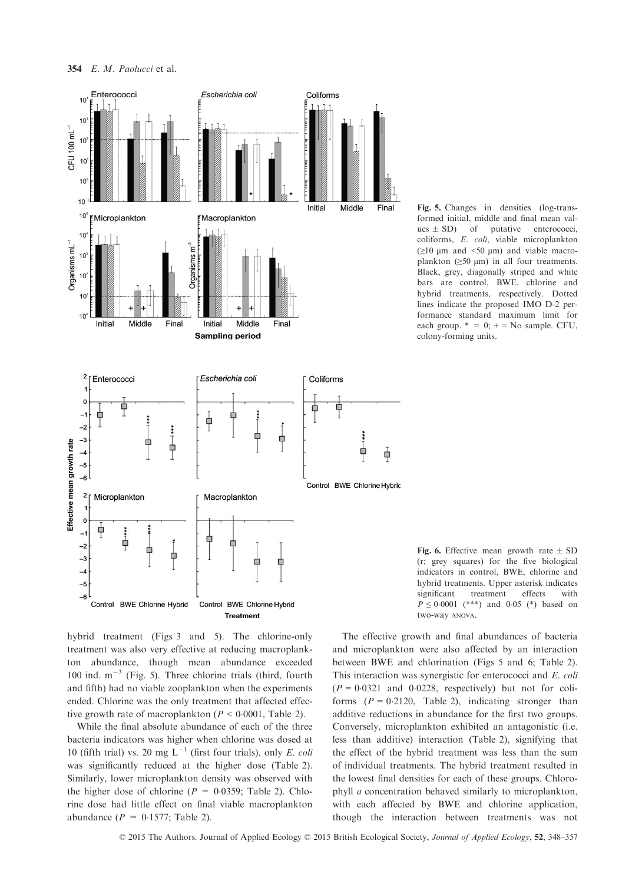Fig. 5. Changes in densities (log-transformed initial, middle and final mean values ± SD) of putative enterococci, coliforms, *E. coli*, viable microplankton (≥10 μm and <50 μm) and viable macroplankton (≥50 μm) in all four treatments. Black, grey, diagonally striped and white bars are control, BWE, chlorine and hybrid treatments, respectively. Dotted lines indicate the proposed IMO D-2 performance standard maximum limit for each group. * = 0; + = No sample. CFU, colony-forming units.

Fig. 6. Effective mean growth rate ± SD (r; grey squares) for the five biological indicators in control, BWE, chlorine and hybrid treatments. Upper asterisk indicates significant treatment effects with $P \leq 0{\cdot}0001$ (***) and 0·05 (*) based on two-way ANOVA.

hybrid treatment (Figs 3 and 5). The chlorine-only treatment was also very effective at reducing macroplankton abundance, though mean abundance exceeded 100 ind. $m^{-3}$ (Fig. 5). Three chlorine trials (third, fourth and fifth) had no viable zooplankton when the experiments ended. Chlorine was the only treatment that affected effective growth rate of macroplankton ($P < 0{\cdot}0001$, Table 2).

While the final absolute abundance of each of the three bacteria indicators was higher when chlorine was dosed at 10 (fifth trial) vs. 20 mg $L^{-1}$ (first four trials), only *E. coli* was significantly reduced at the higher dose (Table 2). Similarly, lower microplankton density was observed with the higher dose of chlorine ($P = 0{\cdot}0359$; Table 2). Chlorine dose had little effect on final viable macroplankton abundance ($P = 0{\cdot}1577$; Table 2).

The effective growth and final abundances of bacteria and microplankton were also affected by an interaction between BWE and chlorination (Figs 5 and 6; Table 2). This interaction was synergistic for enterococci and *E. coli* ($P = 0{\cdot}0321$ and $0{\cdot}0228$, respectively) but not for coliforms ($P = 0{\cdot}2120$, Table 2), indicating stronger than additive reductions in abundance for the first two groups. Conversely, microplankton exhibited an antagonistic (i.e. less than additive) interaction (Table 2), signifying that the effect of the hybrid treatment was less than the sum of individual treatments. The hybrid treatment resulted in the lowest final densities for each of these groups. Chlorophyll *a* concentration behaved similarly to microplankton, with each affected by BWE and chlorine application, though the interaction between treatments was not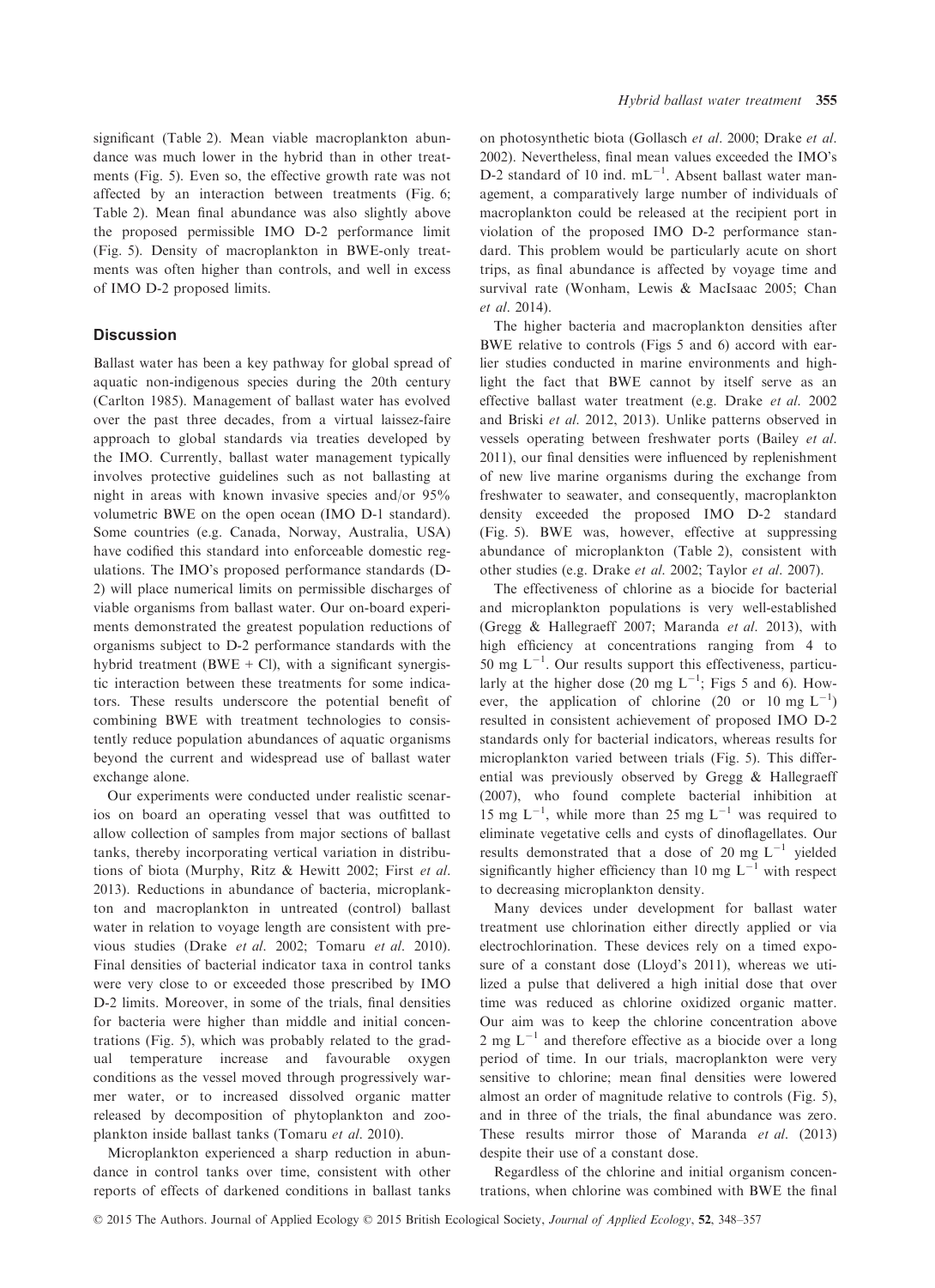significant (Table 2). Mean viable macroplankton abundance was much lower in the hybrid than in other treatments (Fig. 5). Even so, the effective growth rate was not affected by an interaction between treatments (Fig. 6; Table 2). Mean final abundance was also slightly above the proposed permissible IMO D-2 performance limit (Fig. 5). Density of macroplankton in BWE-only treatments was often higher than controls, and well in excess of IMO D-2 proposed limits.

## Discussion

Ballast water has been a key pathway for global spread of aquatic non-indigenous species during the 20th century (Carlton 1985). Management of ballast water has evolved over the past three decades, from a virtual laissez-faire approach to global standards via treaties developed by the IMO. Currently, ballast water management typically involves protective guidelines such as not ballasting at night in areas with known invasive species and/or 95% volumetric BWE on the open ocean (IMO D-1 standard). Some countries (e.g. Canada, Norway, Australia, USA) have codified this standard into enforceable domestic regulations. The IMO's proposed performance standards (D-2) will place numerical limits on permissible discharges of viable organisms from ballast water. Our on-board experiments demonstrated the greatest population reductions of organisms subject to D-2 performance standards with the hybrid treatment (BWE + Cl), with a significant synergistic interaction between these treatments for some indicators. These results underscore the potential benefit of combining BWE with treatment technologies to consistently reduce population abundances of aquatic organisms beyond the current and widespread use of ballast water exchange alone.

Our experiments were conducted under realistic scenarios on board an operating vessel that was outfitted to allow collection of samples from major sections of ballast tanks, thereby incorporating vertical variation in distributions of biota (Murphy, Ritz & Hewitt 2002; First *et al.* 2013). Reductions in abundance of bacteria, microplankton and macroplankton in untreated (control) ballast water in relation to voyage length are consistent with previous studies (Drake *et al.* 2002; Tomaru *et al.* 2010). Final densities of bacterial indicator taxa in control tanks were very close to or exceeded those prescribed by IMO D-2 limits. Moreover, in some of the trials, final densities for bacteria were higher than middle and initial concentrations (Fig. 5), which was probably related to the gradual temperature increase and favourable oxygen conditions as the vessel moved through progressively warmer water, or to increased dissolved organic matter released by decomposition of phytoplankton and zooplankton inside ballast tanks (Tomaru *et al.* 2010).

Microplankton experienced a sharp reduction in abundance in control tanks over time, consistent with other reports of effects of darkened conditions in ballast tanks on photosynthetic biota (Gollasch *et al.* 2000; Drake *et al.* 2002). Nevertheless, final mean values exceeded the IMO's D-2 standard of 10 ind. $mL^{-1}$. Absent ballast water management, a comparatively large number of individuals of macroplankton could be released at the recipient port in violation of the proposed IMO D-2 performance standard. This problem would be particularly acute on short trips, as final abundance is affected by voyage time and survival rate (Wonham, Lewis & MacIsaac 2005; Chan *et al.* 2014).

The higher bacteria and macroplankton densities after BWE relative to controls (Figs 5 and 6) accord with earlier studies conducted in marine environments and highlight the fact that BWE cannot by itself serve as an effective ballast water treatment (e.g. Drake *et al.* 2002 and Briski *et al.* 2012, 2013). Unlike patterns observed in vessels operating between freshwater ports (Bailey *et al.* 2011), our final densities were influenced by replenishment of new live marine organisms during the exchange from freshwater to seawater, and consequently, macroplankton density exceeded the proposed IMO D-2 standard (Fig. 5). BWE was, however, effective at suppressing abundance of microplankton (Table 2), consistent with other studies (e.g. Drake *et al.* 2002; Taylor *et al.* 2007).

The effectiveness of chlorine as a biocide for bacterial and microplankton populations is very well-established (Gregg & Hallegraeff 2007; Maranda *et al.* 2013), with high efficiency at concentrations ranging from 4 to 50 mg $L^{-1}$. Our results support this effectiveness, particularly at the higher dose (20 mg $L^{-1}$; Figs 5 and 6). However, the application of chlorine (20 or 10 mg $L^{-1}$) resulted in consistent achievement of proposed IMO D-2 standards only for bacterial indicators, whereas results for microplankton varied between trials (Fig. 5). This differential was previously observed by Gregg & Hallegraeff (2007), who found complete bacterial inhibition at 15 mg $L^{-1}$, while more than 25 mg $L^{-1}$ was required to eliminate vegetative cells and cysts of dinoflagellates. Our results demonstrated that a dose of 20 mg $L^{-1}$ yielded significantly higher efficiency than 10 mg $L^{-1}$ with respect to decreasing microplankton density.

Many devices under development for ballast water treatment use chlorination either directly applied or via electrochlorination. These devices rely on a timed exposure of a constant dose (Lloyd's 2011), whereas we utilized a pulse that delivered a high initial dose that over time was reduced as chlorine oxidized organic matter. Our aim was to keep the chlorine concentration above 2 mg $L^{-1}$ and therefore effective as a biocide over a long period of time. In our trials, macroplankton were very sensitive to chlorine; mean final densities were lowered almost an order of magnitude relative to controls (Fig. 5), and in three of the trials, the final abundance was zero. These results mirror those of Maranda *et al.* (2013) despite their use of a constant dose.

Regardless of the chlorine and initial organism concentrations, when chlorine was combined with BWE the final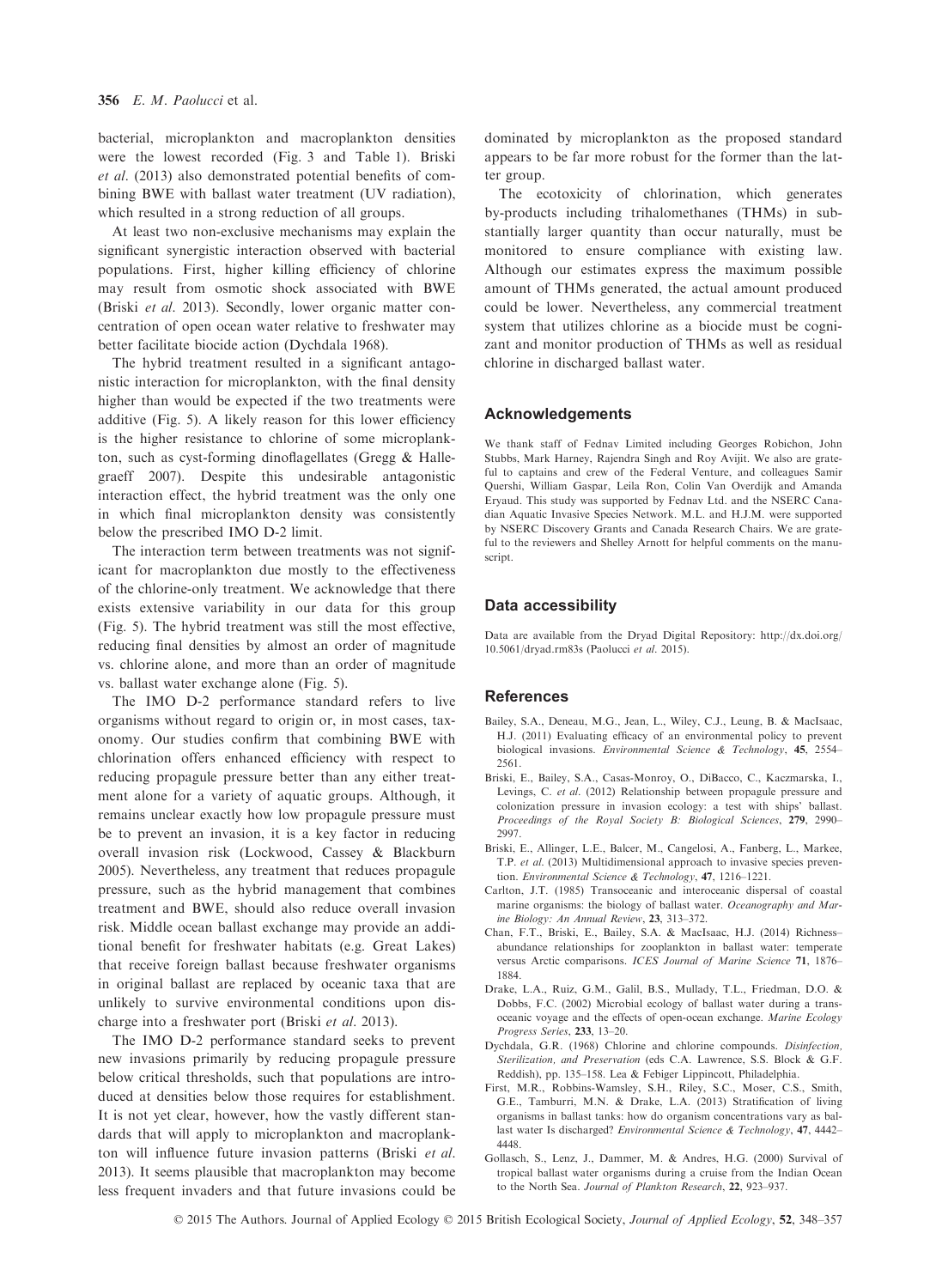bacterial, microplankton and macroplankton densities were the lowest recorded (Fig. 3 and Table 1). Briski *et al.* (2013) also demonstrated potential benefits of combining BWE with ballast water treatment (UV radiation), which resulted in a strong reduction of all groups.

At least two non-exclusive mechanisms may explain the significant synergistic interaction observed with bacterial populations. First, higher killing efficiency of chlorine may result from osmotic shock associated with BWE (Briski *et al.* 2013). Secondly, lower organic matter concentration of open ocean water relative to freshwater may better facilitate biocide action (Dychdala 1968).

The hybrid treatment resulted in a significant antagonistic interaction for microplankton, with the final density higher than would be expected if the two treatments were additive (Fig. 5). A likely reason for this lower efficiency is the higher resistance to chlorine of some microplankton, such as cyst-forming dinoflagellates (Gregg & Hallegraeff 2007). Despite this undesirable antagonistic interaction effect, the hybrid treatment was the only one in which final microplankton density was consistently below the prescribed IMO D-2 limit.

The interaction term between treatments was not significant for macroplankton due mostly to the effectiveness of the chlorine-only treatment. We acknowledge that there exists extensive variability in our data for this group (Fig. 5). The hybrid treatment was still the most effective, reducing final densities by almost an order of magnitude vs. chlorine alone, and more than an order of magnitude vs. ballast water exchange alone (Fig. 5).

The IMO D-2 performance standard refers to live organisms without regard to origin or, in most cases, taxonomy. Our studies confirm that combining BWE with chlorination offers enhanced efficiency with respect to reducing propagule pressure better than any either treatment alone for a variety of aquatic groups. Although, it remains unclear exactly how low propagule pressure must be to prevent an invasion, it is a key factor in reducing overall invasion risk (Lockwood, Cassey & Blackburn 2005). Nevertheless, any treatment that reduces propagule pressure, such as the hybrid management that combines treatment and BWE, should also reduce overall invasion risk. Middle ocean ballast exchange may provide an additional benefit for freshwater habitats (e.g. Great Lakes) that receive foreign ballast because freshwater organisms in original ballast are replaced by oceanic taxa that are unlikely to survive environmental conditions upon discharge into a freshwater port (Briski *et al.* 2013).

The IMO D-2 performance standard seeks to prevent new invasions primarily by reducing propagule pressure below critical thresholds, such that populations are introduced at densities below those requires for establishment. It is not yet clear, however, how the vastly different standards that will apply to microplankton and macroplankton will influence future invasion patterns (Briski *et al.* 2013). It seems plausible that macroplankton may become less frequent invaders and that future invasions could be dominated by microplankton as the proposed standard appears to be far more robust for the former than the latter group.

The ecotoxicity of chlorination, which generates by-products including trihalomethanes (THMs) in substantially larger quantity than occur naturally, must be monitored to ensure compliance with existing law. Although our estimates express the maximum possible amount of THMs generated, the actual amount produced could be lower. Nevertheless, any commercial treatment system that utilizes chlorine as a biocide must be cognizant and monitor production of THMs as well as residual chlorine in discharged ballast water.

## Acknowledgements

We thank staff of Fednav Limited including Georges Robichon, John Stubbs, Mark Harney, Rajendra Singh and Roy Avijit. We also are grateful to captains and crew of the Federal Venture, and colleagues Samir Quershi, William Gaspar, Leila Ron, Colin Van Overdijk and Amanda Eryaud. This study was supported by Fednav Ltd. and the NSERC Canadian Aquatic Invasive Species Network. M.L. and H.J.M. were supported by NSERC Discovery Grants and Canada Research Chairs. We are grateful to the reviewers and Shelley Arnott for helpful comments on the manuscript.

## Data accessibility

Data are available from the Dryad Digital Repository: http://dx.doi.org/10.5061/dryad.rm83s (Paolucci *et al.* 2015).

## References

Bailey, S.A., Deneau, M.G., Jean, L., Wiley, C.J., Leung, B. & MacIsaac, H.J. (2011) Evaluating efficacy of an environmental policy to prevent biological invasions. *Environmental Science & Technology*, **45**, 2554–2561.

Briski, E., Bailey, S.A., Casas-Monroy, O., DiBacco, C., Kaczmarska, I., Levings, C. *et al.* (2012) Relationship between propagule pressure and colonization pressure in invasion ecology: a test with ships' ballast. *Proceedings of the Royal Society B: Biological Sciences*, **279**, 2990–2997.

Briski, E., Allinger, L.E., Balcer, M., Cangelosi, A., Fanberg, L., Markee, T.P. *et al.* (2013) Multidimensional approach to invasive species prevention. *Environmental Science & Technology*, **47**, 1216–1221.

Carlton, J.T. (1985) Transoceanic and interoceanic dispersal of coastal marine organisms: the biology of ballast water. *Oceanography and Marine Biology: An Annual Review*, **23**, 313–372.

Chan, F.T., Briski, E., Bailey, S.A. & MacIsaac, H.J. (2014) Richness–abundance relationships for zooplankton in ballast water: temperate versus Arctic comparisons. *ICES Journal of Marine Science* **71**, 1876–1884.

Drake, L.A., Ruiz, G.M., Galil, B.S., Mullady, T.L., Friedman, D.O. & Dobbs, F.C. (2002) Microbial ecology of ballast water during a transoceanic voyage and the effects of open-ocean exchange. *Marine Ecology Progress Series*, **233**, 13–20.

Dychdala, G.R. (1968) Chlorine and chlorine compounds. *Disinfection, Sterilization, and Preservation* (eds C.A. Lawrence, S.S. Block & G.F. Reddish), pp. 135–158. Lea & Febiger Lippincott, Philadelphia.

First, M.R., Robbins-Wamsley, S.H., Riley, S.C., Moser, C.S., Smith, G.E., Tamburri, M.N. & Drake, L.A. (2013) Stratification of living organisms in ballast tanks: how do organism concentrations vary as ballast water Is discharged? *Environmental Science & Technology*, **47**, 4442–4448.

Gollasch, S., Lenz, J., Dammer, M. & Andres, H.G. (2000) Survival of tropical ballast water organisms during a cruise from the Indian Ocean to the North Sea. *Journal of Plankton Research*, **22**, 923–937.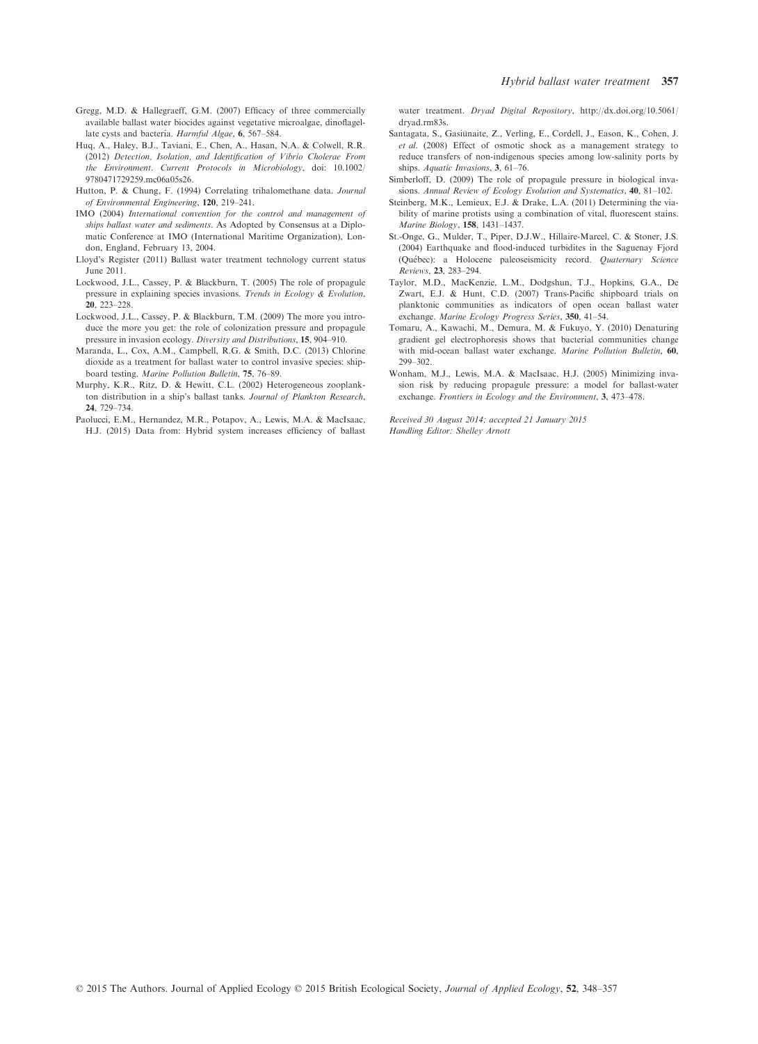Gregg, M.D. & Hallegraeff, G.M. (2007) Efficacy of three commercially available ballast water biocides against vegetative microalgae, dinoflagellate cysts and bacteria. *Harmful Algae*, **6**, 567–584.

Huq, A., Haley, B.J., Taviani, E., Chen, A., Hasan, N.A. & Colwell, R.R. (2012) *Detection, Isolation, and Identification of Vibrio Cholerae From the Environment*. *Current Protocols in Microbiology*, doi: 10.1002/9780471729259.mc06a05s26.

Hutton, P. & Chung, F. (1994) Correlating trihalomethane data. *Journal of Environmental Engineering*, **120**, 219–241.

IMO (2004) *International convention for the control and management of ships ballast water and sediments*. As Adopted by Consensus at a Diplomatic Conference at IMO (International Maritime Organization), London, England, February 13, 2004.

Lloyd's Register (2011) Ballast water treatment technology current status June 2011.

Lockwood, J.L., Cassey, P. & Blackburn, T. (2005) The role of propagule pressure in explaining species invasions. *Trends in Ecology & Evolution*, **20**, 223–228.

Lockwood, J.L., Cassey, P. & Blackburn, T.M. (2009) The more you introduce the more you get: the role of colonization pressure and propagule pressure in invasion ecology. *Diversity and Distributions*, **15**, 904–910.

Maranda, L., Cox, A.M., Campbell, R.G. & Smith, D.C. (2013) Chlorine dioxide as a treatment for ballast water to control invasive species: shipboard testing. *Marine Pollution Bulletin*, **75**, 76–89.

Murphy, K.R., Ritz, D. & Hewitt, C.L. (2002) Heterogeneous zooplankton distribution in a ship's ballast tanks. *Journal of Plankton Research*, **24**, 729–734.

Paolucci, E.M., Hernandez, M.R., Potapov, A., Lewis, M.A. & MacIsaac, H.J. (2015) Data from: Hybrid system increases efficiency of ballast water treatment. *Dryad Digital Repository*, http://dx.doi.org/10.5061/dryad.rm83s.

Santagata, S., Gasiūnaite, Z., Verling, E., Cordell, J., Eason, K., Cohen, J. *et al.* (2008) Effect of osmotic shock as a management strategy to reduce transfers of non-indigenous species among low-salinity ports by ships. *Aquatic Invasions*, **3**, 61–76.

Simberloff, D. (2009) The role of propagule pressure in biological invasions. *Annual Review of Ecology Evolution and Systematics*, **40**, 81–102.

Steinberg, M.K., Lemieux, E.J. & Drake, L.A. (2011) Determining the viability of marine protists using a combination of vital, fluorescent stains. *Marine Biology*, **158**, 1431–1437.

St.-Onge, G., Mulder, T., Piper, D.J.W., Hillaire-Marcel, C. & Stoner, J.S. (2004) Earthquake and flood-induced turbidites in the Saguenay Fjord (Québec): a Holocene paleoseismicity record. *Quaternary Science Reviews*, **23**, 283–294.

Taylor, M.D., MacKenzie, L.M., Dodgshun, T.J., Hopkins, G.A., De Zwart, E.J. & Hunt, C.D. (2007) Trans-Pacific shipboard trials on planktonic communities as indicators of open ocean ballast water exchange. *Marine Ecology Progress Series*, **350**, 41–54.

Tomaru, A., Kawachi, M., Demura, M. & Fukuyo, Y. (2010) Denaturing gradient gel electrophoresis shows that bacterial communities change with mid-ocean ballast water exchange. *Marine Pollution Bulletin*, **60**, 299–302.

Wonham, M.J., Lewis, M.A. & MacIsaac, H.J. (2005) Minimizing invasion risk by reducing propagule pressure: a model for ballast-water exchange. *Frontiers in Ecology and the Environment*, **3**, 473–478.

*Received 30 August 2014; accepted 21 January 2015*
*Handling Editor: Shelley Arnott*